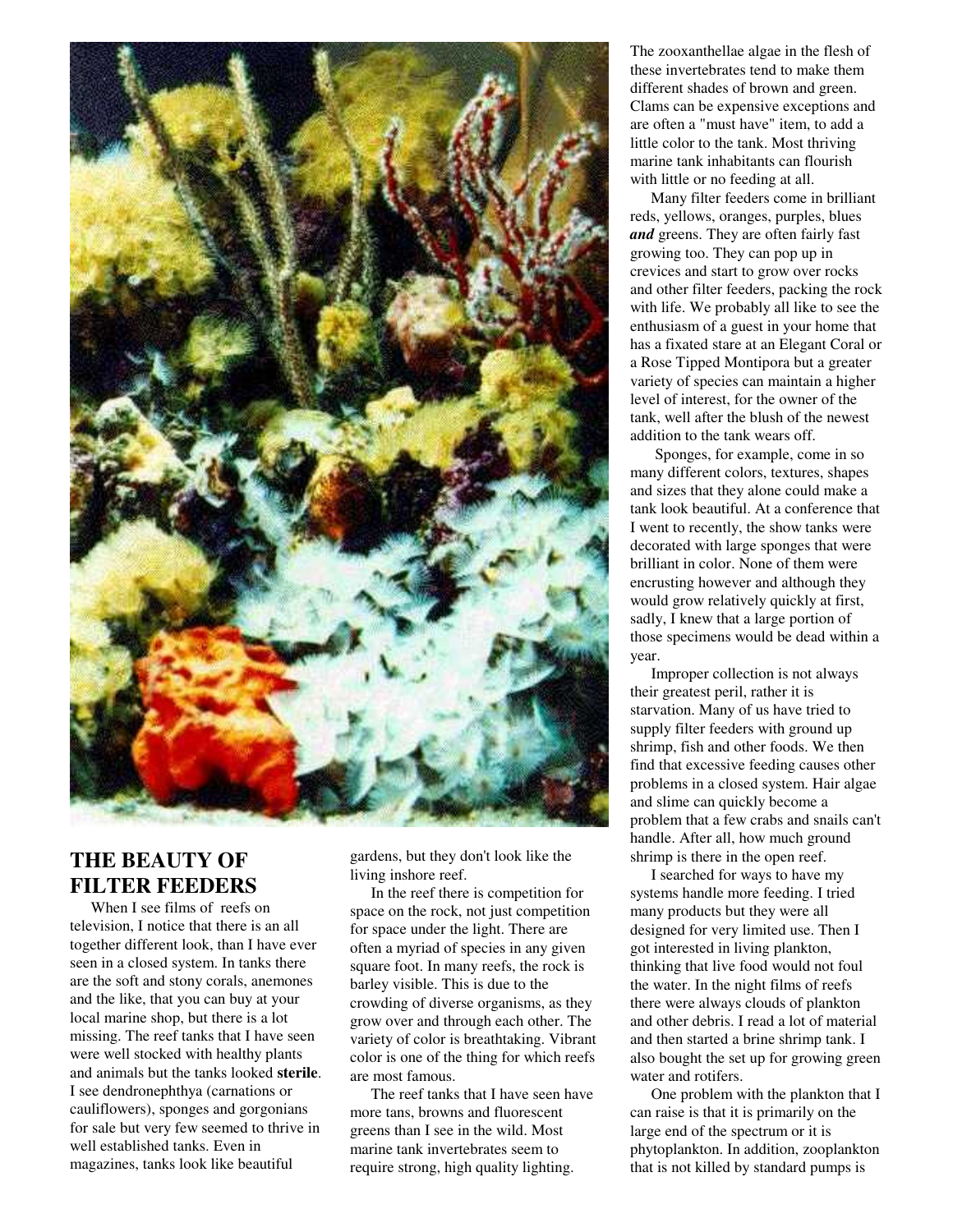# THE BEAUTY OF FILTER FEEDERS

When I see films of reefs on television, I notice that there is an all together different look, than I have ever seen in a closed system. In tanks there are the soft and stony corals, anemones and the like, that you can buy at your local marine shop, but there is a lot missing. The reef tanks that I have seen were well stocked with healthy plants and animals but the tanks looked **sterile**. I see dendronephthya (carnations or cauliflowers), sponges and gorgonians for sale but very few seemed to thrive in well established tanks. Even in magazines, tanks look like beautiful gardens, but they don't look like the living inshore reef.

In the reef there is competition for space on the rock, not just competition for space under the light. There are often a myriad of species in any given square foot. In many reefs, the rock is barley visible. This is due to the crowding of diverse organisms, as they grow over and through each other. The variety of color is breathtaking. Vibrant color is one of the thing for which reefs are most famous.

The reef tanks that I have seen have more tans, browns and fluorescent greens than I see in the wild. Most marine tank invertebrates seem to require strong, high quality lighting. The zooxanthellae algae in the flesh of these invertebrates tend to make them different shades of brown and green. Clams can be expensive exceptions and are often a "must have" item, to add a little color to the tank. Most thriving marine tank inhabitants can flourish with little or no feeding at all.

Many filter feeders come in brilliant reds, yellows, oranges, purples, blues ***and*** greens. They are often fairly fast growing too. They can pop up in crevices and start to grow over rocks and other filter feeders, packing the rock with life. We probably all like to see the enthusiasm of a guest in your home that has a fixated stare at an Elegant Coral or a Rose Tipped Montipora but a greater variety of species can maintain a higher level of interest, for the owner of the tank, well after the blush of the newest addition to the tank wears off.

Sponges, for example, come in so many different colors, textures, shapes and sizes that they alone could make a tank look beautiful. At a conference that I went to recently, the show tanks were decorated with large sponges that were brilliant in color. None of them were encrusting however and although they would grow relatively quickly at first, sadly, I knew that a large portion of those specimens would be dead within a year.

Improper collection is not always their greatest peril, rather it is starvation. Many of us have tried to supply filter feeders with ground up shrimp, fish and other foods. We then find that excessive feeding causes other problems in a closed system. Hair algae and slime can quickly become a problem that a few crabs and snails can't handle. After all, how much ground shrimp is there in the open reef.

I searched for ways to have my systems handle more feeding. I tried many products but they were all designed for very limited use. Then I got interested in living plankton, thinking that live food would not foul the water. In the night films of reefs there were always clouds of plankton and other debris. I read a lot of material and then started a brine shrimp tank. I also bought the set up for growing green water and rotifers.

One problem with the plankton that I can raise is that it is primarily on the large end of the spectrum or it is phytoplankton. In addition, zooplankton that is not killed by standard pumps is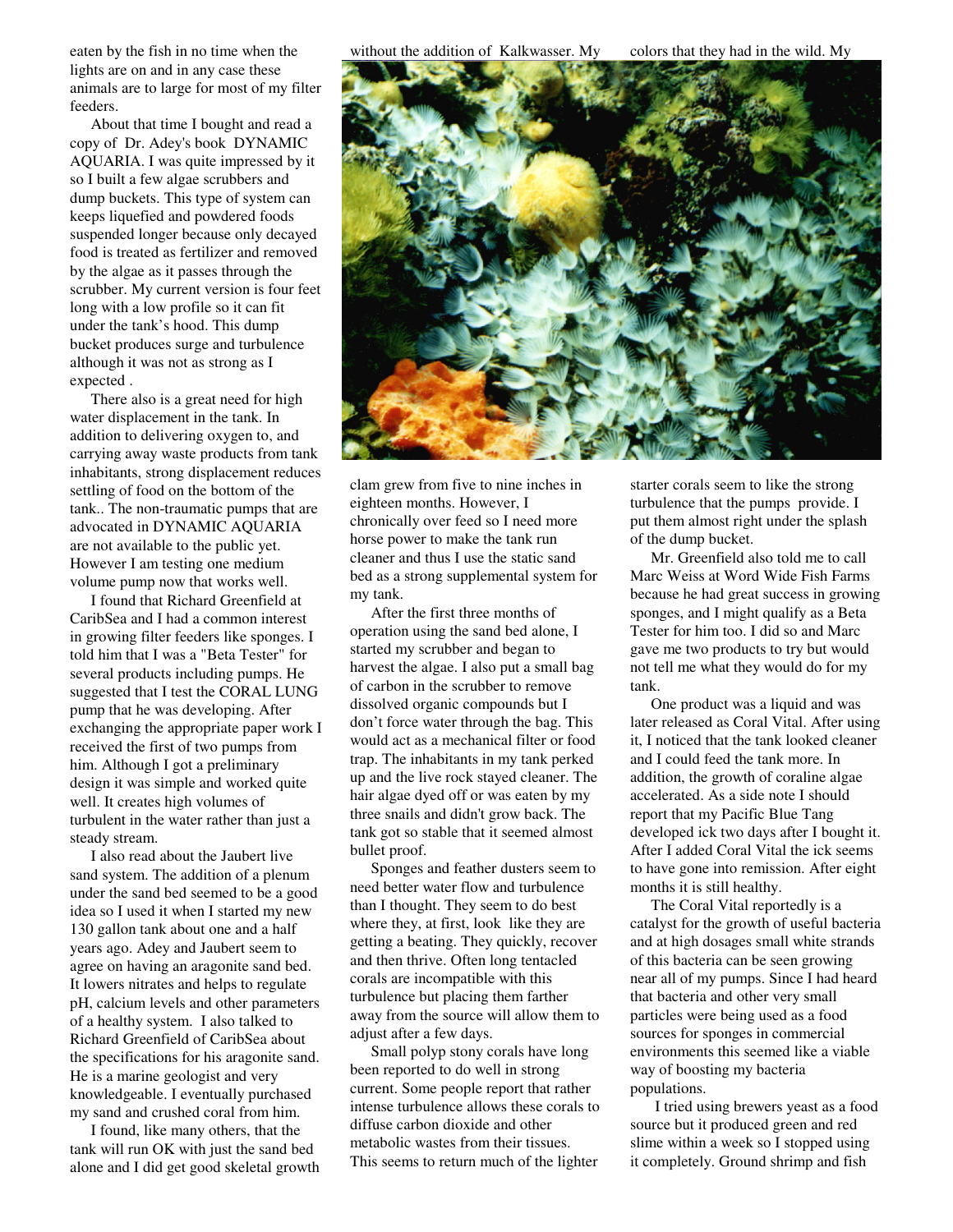eaten by the fish in no time when the lights are on and in any case these animals are to large for most of my filter feeders.

About that time I bought and read a copy of Dr. Adey's book DYNAMIC AQUARIA. I was quite impressed by it so I built a few algae scrubbers and dump buckets. This type of system can keeps liquefied and powdered foods suspended longer because only decayed food is treated as fertilizer and removed by the algae as it passes through the scrubber. My current version is four feet long with a low profile so it can fit under the tank's hood. This dump bucket produces surge and turbulence although it was not as strong as I expected .

There also is a great need for high water displacement in the tank. In addition to delivering oxygen to, and carrying away waste products from tank inhabitants, strong displacement reduces settling of food on the bottom of the tank.. The non-traumatic pumps that are advocated in DYNAMIC AQUARIA are not available to the public yet. However I am testing one medium volume pump now that works well.

I found that Richard Greenfield at CaribSea and I had a common interest in growing filter feeders like sponges. I told him that I was a "Beta Tester" for several products including pumps. He suggested that I test the CORAL LUNG pump that he was developing. After exchanging the appropriate paper work I received the first of two pumps from him. Although I got a preliminary design it was simple and worked quite well. It creates high volumes of turbulent in the water rather than just a steady stream.

I also read about the Jaubert live sand system. The addition of a plenum under the sand bed seemed to be a good idea so I used it when I started my new 130 gallon tank about one and a half years ago. Adey and Jaubert seem to agree on having an aragonite sand bed. It lowers nitrates and helps to regulate pH, calcium levels and other parameters of a healthy system. I also talked to Richard Greenfield of CaribSea about the specifications for his aragonite sand. He is a marine geologist and very knowledgeable. I eventually purchased my sand and crushed coral from him.

I found, like many others, that the tank will run OK with just the sand bed alone and I did get good skeletal growth without the addition of Kalkwasser. My clam grew from five to nine inches in eighteen months. However, I chronically over feed so I need more horse power to make the tank run cleaner and thus I use the static sand bed as a strong supplemental system for my tank.

After the first three months of operation using the sand bed alone, I started my scrubber and began to harvest the algae. I also put a small bag of carbon in the scrubber to remove dissolved organic compounds but I don't force water through the bag. This would act as a mechanical filter or food trap. The inhabitants in my tank perked up and the live rock stayed cleaner. The hair algae dyed off or was eaten by my three snails and didn't grow back. The tank got so stable that it seemed almost bullet proof.

Sponges and feather dusters seem to need better water flow and turbulence than I thought. They seem to do best where they, at first, look like they are getting a beating. They quickly, recover and then thrive. Often long tentacled corals are incompatible with this turbulence but placing them farther away from the source will allow them to adjust after a few days.

Small polyp stony corals have long been reported to do well in strong current. Some people report that rather intense turbulence allows these corals to diffuse carbon dioxide and other metabolic wastes from their tissues. This seems to return much of the lighter colors that they had in the wild. My starter corals seem to like the strong turbulence that the pumps provide. I put them almost right under the splash of the dump bucket.

Mr. Greenfield also told me to call Marc Weiss at Word Wide Fish Farms because he had great success in growing sponges, and I might qualify as a Beta Tester for him too. I did so and Marc gave me two products to try but would not tell me what they would do for my tank.

One product was a liquid and was later released as Coral Vital. After using it, I noticed that the tank looked cleaner and I could feed the tank more. In addition, the growth of coraline algae accelerated. As a side note I should report that my Pacific Blue Tang developed ick two days after I bought it. After I added Coral Vital the ick seems to have gone into remission. After eight months it is still healthy.

The Coral Vital reportedly is a catalyst for the growth of useful bacteria and at high dosages small white strands of this bacteria can be seen growing near all of my pumps. Since I had heard that bacteria and other very small particles were being used as a food sources for sponges in commercial environments this seemed like a viable way of boosting my bacteria populations.

I tried using brewers yeast as a food source but it produced green and red slime within a week so I stopped using it completely. Ground shrimp and fish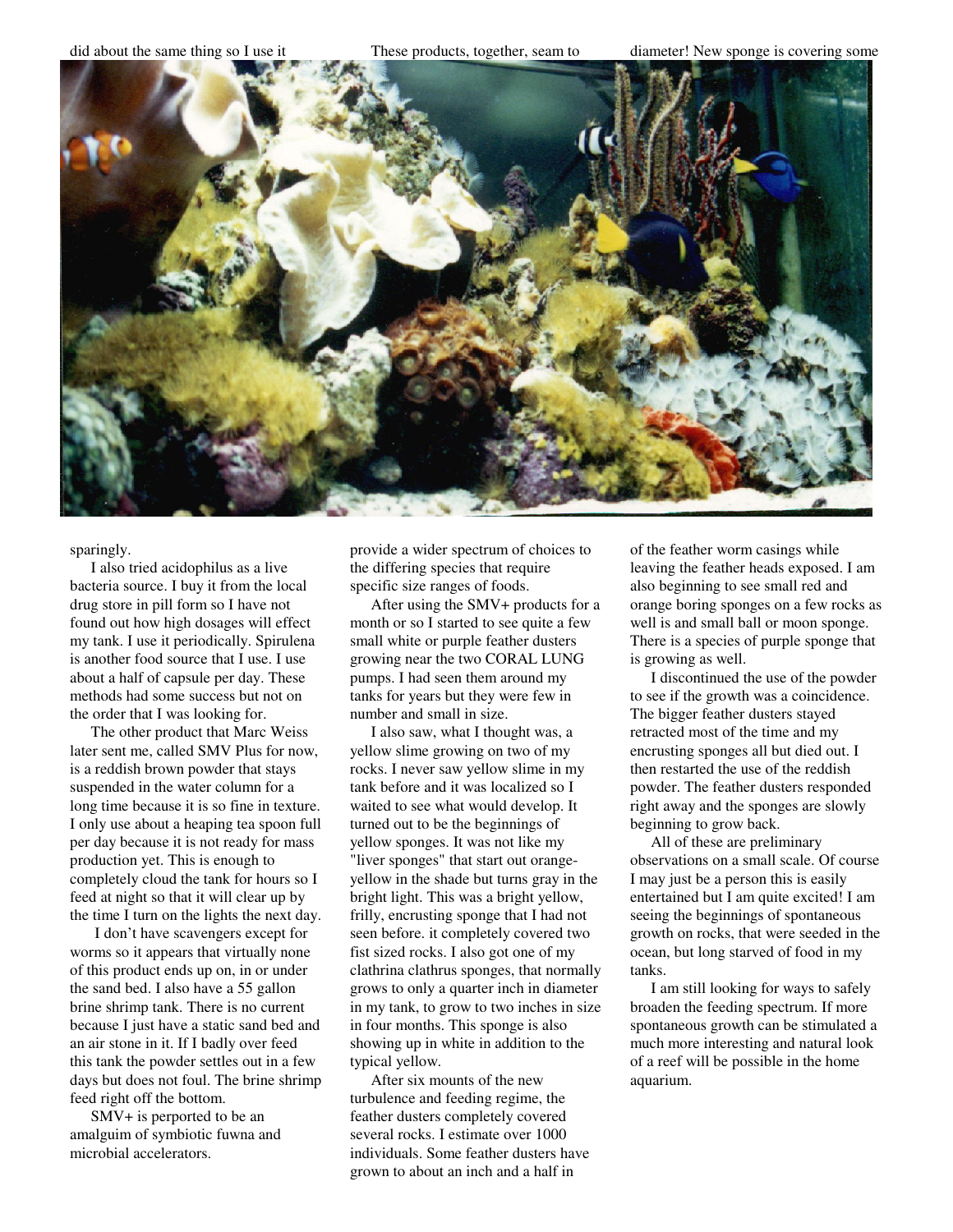did about the same thing so I use it sparingly.

These products, together, seam to provide a wider spectrum of choices to the differing species that require specific size ranges of foods.

diameter! New sponge is covering some of the feather worm casings while leaving the feather heads exposed. I am also beginning to see small red and orange boring sponges on a few rocks as well is and small ball or moon sponge. There is a species of purple sponge that is growing as well.

I also tried acidophilus as a live bacteria source. I buy it from the local drug store in pill form so I have not found out how high dosages will effect my tank. I use it periodically. Spirulena is another food source that I use. I use about a half of capsule per day. These methods had some success but not on the order that I was looking for.

The other product that Marc Weiss later sent me, called SMV Plus for now, is a reddish brown powder that stays suspended in the water column for a long time because it is so fine in texture. I only use about a heaping tea spoon full per day because it is not ready for mass production yet. This is enough to completely cloud the tank for hours so I feed at night so that it will clear up by the time I turn on the lights the next day.

I don't have scavengers except for worms so it appears that virtually none of this product ends up on, in or under the sand bed. I also have a 55 gallon brine shrimp tank. There is no current because I just have a static sand bed and an air stone in it. If I badly over feed this tank the powder settles out in a few days but does not foul. The brine shrimp feed right off the bottom.

SMV+ is perported to be an amalguim of symbiotic fuwna and microbial accelerators.

After using the SMV+ products for a month or so I started to see quite a few small white or purple feather dusters growing near the two CORAL LUNG pumps. I had seen them around my tanks for years but they were few in number and small in size.

I also saw, what I thought was, a yellow slime growing on two of my rocks. I never saw yellow slime in my tank before and it was localized so I waited to see what would develop. It turned out to be the beginnings of yellow sponges. It was not like my "liver sponges" that start out orange-yellow in the shade but turns gray in the bright light. This was a bright yellow, frilly, encrusting sponge that I had not seen before. it completely covered two fist sized rocks. I also got one of my clathrina clathrus sponges, that normally grows to only a quarter inch in diameter in my tank, to grow to two inches in size in four months. This sponge is also showing up in white in addition to the typical yellow.

After six mounts of the new turbulence and feeding regime, the feather dusters completely covered several rocks. I estimate over 1000 individuals. Some feather dusters have grown to about an inch and a half in diameter!

I discontinued the use of the powder to see if the growth was a coincidence. The bigger feather dusters stayed retracted most of the time and my encrusting sponges all but died out. I then restarted the use of the reddish powder. The feather dusters responded right away and the sponges are slowly beginning to grow back.

All of these are preliminary observations on a small scale. Of course I may just be a person this is easily entertained but I am quite excited! I am seeing the beginnings of spontaneous growth on rocks, that were seeded in the ocean, but long starved of food in my tanks.

I am still looking for ways to safely broaden the feeding spectrum. If more spontaneous growth can be stimulated a much more interesting and natural look of a reef will be possible in the home aquarium.